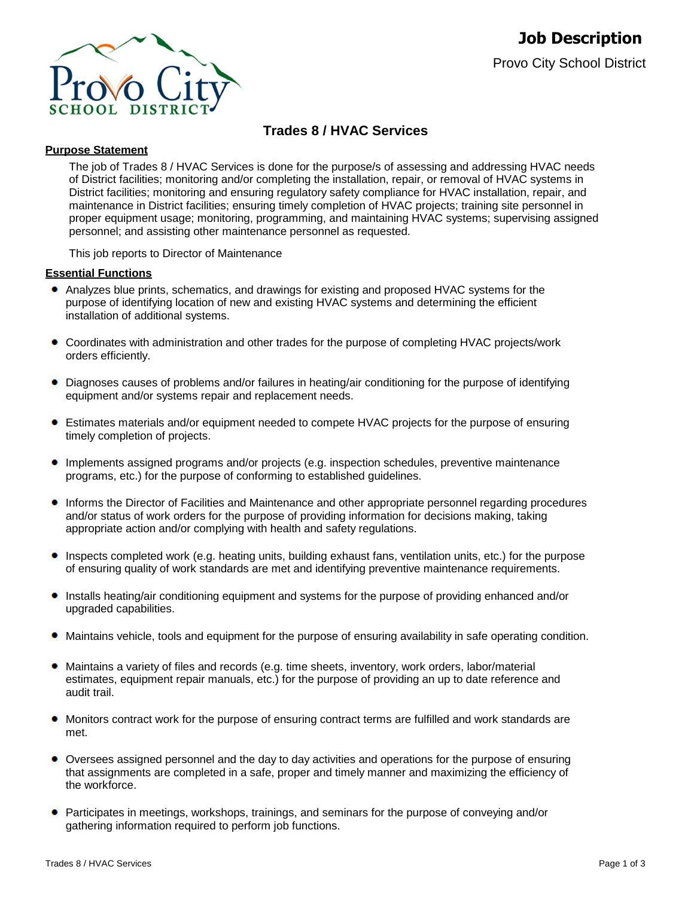# Job Description

Provo City School District

## Trades 8 / HVAC Services

**Purpose Statement**

The job of Trades 8 / HVAC Services is done for the purpose/s of assessing and addressing HVAC needs of District facilities; monitoring and/or completing the installation, repair, or removal of HVAC systems in District facilities; monitoring and ensuring regulatory safety compliance for HVAC installation, repair, and maintenance in District facilities; ensuring timely completion of HVAC projects; training site personnel in proper equipment usage; monitoring, programming, and maintaining HVAC systems; supervising assigned personnel; and assisting other maintenance personnel as requested.

This job reports to Director of Maintenance

**Essential Functions**

- Analyzes blue prints, schematics, and drawings for existing and proposed HVAC systems for the purpose of identifying location of new and existing HVAC systems and determining the efficient installation of additional systems.
- Coordinates with administration and other trades for the purpose of completing HVAC projects/work orders efficiently.
- Diagnoses causes of problems and/or failures in heating/air conditioning for the purpose of identifying equipment and/or systems repair and replacement needs.
- Estimates materials and/or equipment needed to compete HVAC projects for the purpose of ensuring timely completion of projects.
- Implements assigned programs and/or projects (e.g. inspection schedules, preventive maintenance programs, etc.) for the purpose of conforming to established guidelines.
- Informs the Director of Facilities and Maintenance and other appropriate personnel regarding procedures and/or status of work orders for the purpose of providing information for decisions making, taking appropriate action and/or complying with health and safety regulations.
- Inspects completed work (e.g. heating units, building exhaust fans, ventilation units, etc.) for the purpose of ensuring quality of work standards are met and identifying preventive maintenance requirements.
- Installs heating/air conditioning equipment and systems for the purpose of providing enhanced and/or upgraded capabilities.
- Maintains vehicle, tools and equipment for the purpose of ensuring availability in safe operating condition.
- Maintains a variety of files and records (e.g. time sheets, inventory, work orders, labor/material estimates, equipment repair manuals, etc.) for the purpose of providing an up to date reference and audit trail.
- Monitors contract work for the purpose of ensuring contract terms are fulfilled and work standards are met.
- Oversees assigned personnel and the day to day activities and operations for the purpose of ensuring that assignments are completed in a safe, proper and timely manner and maximizing the efficiency of the workforce.
- Participates in meetings, workshops, trainings, and seminars for the purpose of conveying and/or gathering information required to perform job functions.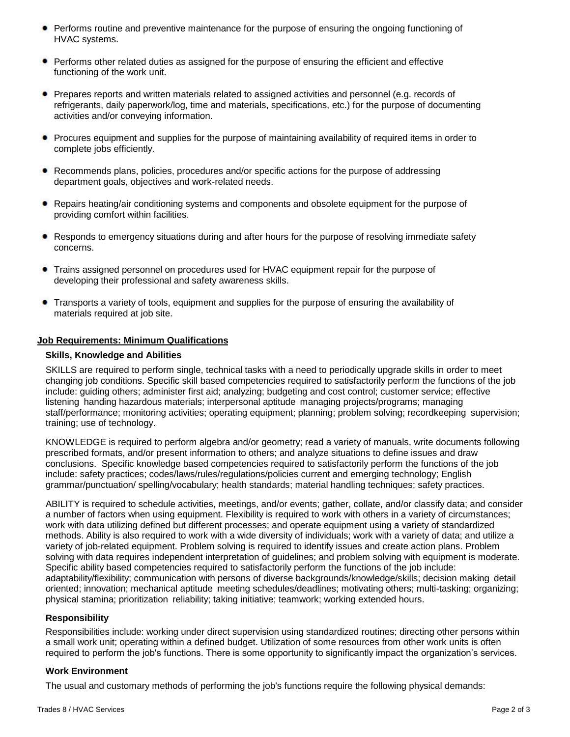- Performs routine and preventive maintenance for the purpose of ensuring the ongoing functioning of HVAC systems.
- Performs other related duties as assigned for the purpose of ensuring the efficient and effective functioning of the work unit.
- Prepares reports and written materials related to assigned activities and personnel (e.g. records of refrigerants, daily paperwork/log, time and materials, specifications, etc.) for the purpose of documenting activities and/or conveying information.
- Procures equipment and supplies for the purpose of maintaining availability of required items in order to complete jobs efficiently.
- Recommends plans, policies, procedures and/or specific actions for the purpose of addressing department goals, objectives and work-related needs.
- Repairs heating/air conditioning systems and components and obsolete equipment for the purpose of providing comfort within facilities.
- Responds to emergency situations during and after hours for the purpose of resolving immediate safety concerns.
- Trains assigned personnel on procedures used for HVAC equipment repair for the purpose of developing their professional and safety awareness skills.
- Transports a variety of tools, equipment and supplies for the purpose of ensuring the availability of materials required at job site.

## Job Requirements: Minimum Qualifications

### Skills, Knowledge and Abilities

SKILLS are required to perform single, technical tasks with a need to periodically upgrade skills in order to meet changing job conditions. Specific skill based competencies required to satisfactorily perform the functions of the job include: guiding others; administer first aid; analyzing; budgeting and cost control; customer service; effective listening handing hazardous materials; interpersonal aptitude managing projects/programs; managing staff/performance; monitoring activities; operating equipment; planning; problem solving; recordkeeping supervision; training; use of technology.

KNOWLEDGE is required to perform algebra and/or geometry; read a variety of manuals, write documents following prescribed formats, and/or present information to others; and analyze situations to define issues and draw conclusions. Specific knowledge based competencies required to satisfactorily perform the functions of the job include: safety practices; codes/laws/rules/regulations/policies current and emerging technology; English grammar/punctuation/ spelling/vocabulary; health standards; material handling techniques; safety practices.

ABILITY is required to schedule activities, meetings, and/or events; gather, collate, and/or classify data; and consider a number of factors when using equipment. Flexibility is required to work with others in a variety of circumstances; work with data utilizing defined but different processes; and operate equipment using a variety of standardized methods. Ability is also required to work with a wide diversity of individuals; work with a variety of data; and utilize a variety of job-related equipment. Problem solving is required to identify issues and create action plans. Problem solving with data requires independent interpretation of guidelines; and problem solving with equipment is moderate. Specific ability based competencies required to satisfactorily perform the functions of the job include: adaptability/flexibility; communication with persons of diverse backgrounds/knowledge/skills; decision making detail oriented; innovation; mechanical aptitude meeting schedules/deadlines; motivating others; multi-tasking; organizing; physical stamina; prioritization reliability; taking initiative; teamwork; working extended hours.

### Responsibility

Responsibilities include: working under direct supervision using standardized routines; directing other persons within a small work unit; operating within a defined budget. Utilization of some resources from other work units is often required to perform the job's functions. There is some opportunity to significantly impact the organization's services.

### Work Environment

The usual and customary methods of performing the job's functions require the following physical demands: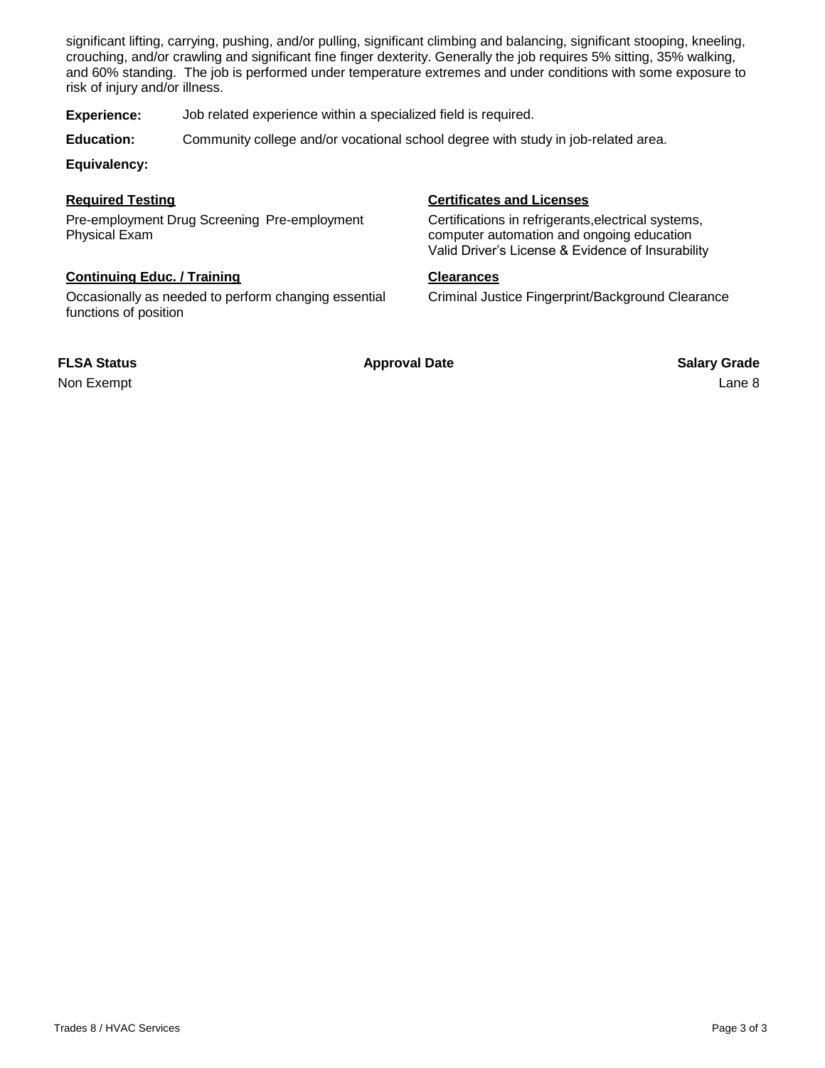significant lifting, carrying, pushing, and/or pulling, significant climbing and balancing, significant stooping, kneeling, crouching, and/or crawling and significant fine finger dexterity. Generally the job requires 5% sitting, 35% walking, and 60% standing. The job is performed under temperature extremes and under conditions with some exposure to risk of injury and/or illness.

**Experience:** Job related experience within a specialized field is required.

**Education:** Community college and/or vocational school degree with study in job-related area.

**Equivalency:**

**Required Testing**

Pre-employment Drug Screening Pre-employment Physical Exam

**Certificates and Licenses**

Certifications in refrigerants,electrical systems, computer automation and ongoing education
Valid Driver's License & Evidence of Insurability

**Continuing Educ. / Training**

Occasionally as needed to perform changing essential functions of position

**Clearances**

Criminal Justice Fingerprint/Background Clearance

| FLSA Status | Approval Date | Salary Grade |
|---|---|---|
| Non Exempt | | Lane 8 |